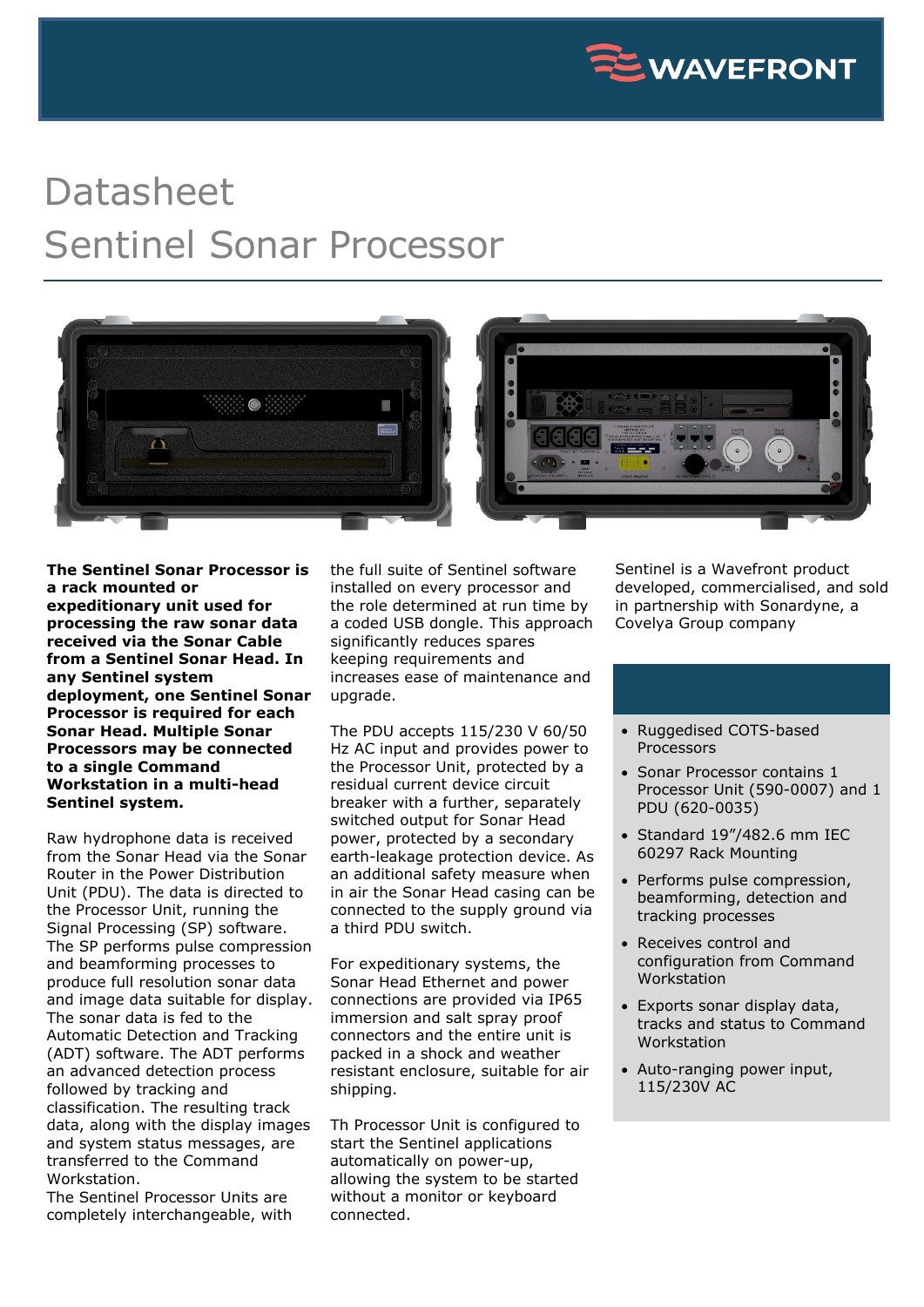# Datasheet

# Sentinel Sonar Processor

**The Sentinel Sonar Processor is a rack mounted or expeditionary unit used for processing the raw sonar data received via the Sonar Cable from a Sentinel Sonar Head. In any Sentinel system deployment, one Sentinel Sonar Processor is required for each Sonar Head. Multiple Sonar Processors may be connected to a single Command Workstation in a multi-head Sentinel system.**

Raw hydrophone data is received from the Sonar Head via the Sonar Router in the Power Distribution Unit (PDU). The data is directed to the Processor Unit, running the Signal Processing (SP) software. The SP performs pulse compression and beamforming processes to produce full resolution sonar data and image data suitable for display. The sonar data is fed to the Automatic Detection and Tracking (ADT) software. The ADT performs an advanced detection process followed by tracking and classification. The resulting track data, along with the display images and system status messages, are transferred to the Command Workstation.
The Sentinel Processor Units are completely interchangeable, with the full suite of Sentinel software installed on every processor and the role determined at run time by a coded USB dongle. This approach significantly reduces spares keeping requirements and increases ease of maintenance and upgrade.

The PDU accepts 115/230 V 60/50 Hz AC input and provides power to the Processor Unit, protected by a residual current device circuit breaker with a further, separately switched output for Sonar Head power, protected by a secondary earth-leakage protection device. As an additional safety measure when in air the Sonar Head casing can be connected to the supply ground via a third PDU switch.

For expeditionary systems, the Sonar Head Ethernet and power connections are provided via IP65 immersion and salt spray proof connectors and the entire unit is packed in a shock and weather resistant enclosure, suitable for air shipping.

Th Processor Unit is configured to start the Sentinel applications automatically on power-up, allowing the system to be started without a monitor or keyboard connected.

Sentinel is a Wavefront product developed, commercialised, and sold in partnership with Sonardyne, a Covelya Group company

- Ruggedised COTS-based Processors
- Sonar Processor contains 1 Processor Unit (590-0007) and 1 PDU (620-0035)
- Standard 19”/482.6 mm IEC 60297 Rack Mounting
- Performs pulse compression, beamforming, detection and tracking processes
- Receives control and configuration from Command Workstation
- Exports sonar display data, tracks and status to Command Workstation
- Auto-ranging power input, 115/230V AC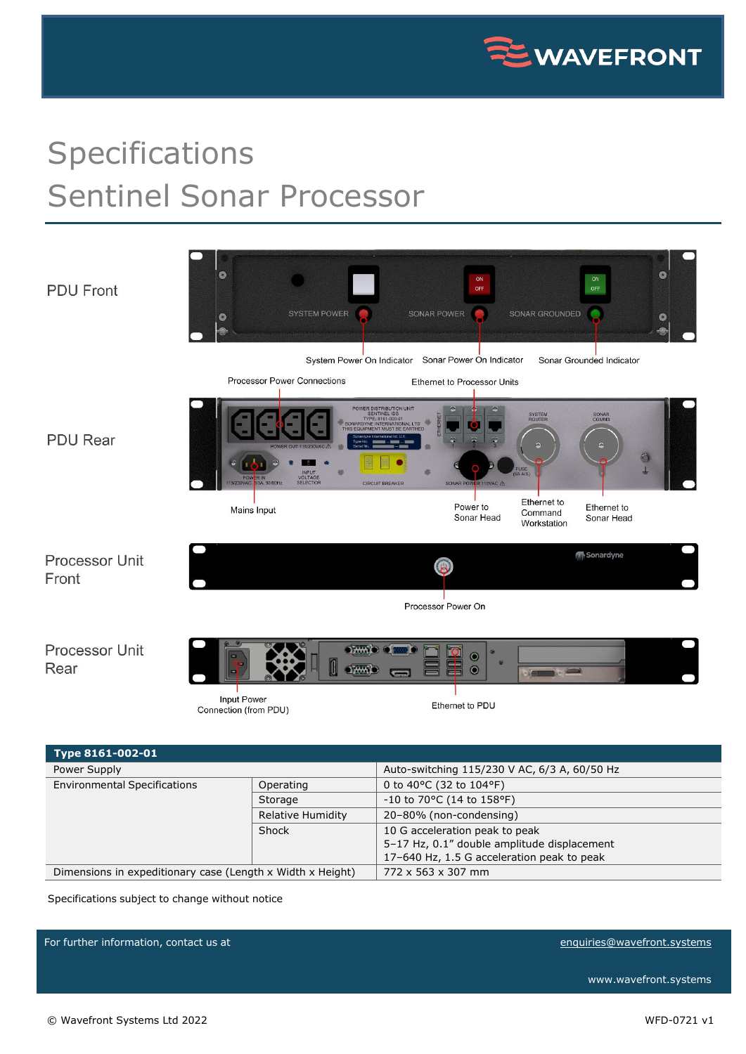# Specifications
# Sentinel Sonar Processor

PDU Front

System Power On Indicator

Sonar Power On Indicator

Sonar Grounded Indicator

PDU Rear

Processor Power Connections

Ethernet to Processor Units

Mains Input

Power to Sonar Head

Ethernet to Command Workstation

Ethernet to Sonar Head

Processor Unit Front

Processor Power On

Processor Unit Rear

Input Power Connection (from PDU)

Ethernet to PDU

| **Type 8161-002-01** | | |
|---|---|---|
| Power Supply | | Auto-switching 115/230 V AC, 6/3 A, 60/50 Hz |
| Environmental Specifications | Operating | 0 to 40°C (32 to 104°F) |
| | Storage | -10 to 70°C (14 to 158°F) |
| | Relative Humidity | 20–80% (non-condensing) |
| | Shock | 10 G acceleration peak to peak<br>5–17 Hz, 0.1" double amplitude displacement<br>17–640 Hz, 1.5 G acceleration peak to peak |
| Dimensions in expeditionary case (Length x Width x Height) | | 772 x 563 x 307 mm |

Specifications subject to change without notice

For further information, contact us at enquiries@wavefront.systems

www.wavefront.systems

© Wavefront Systems Ltd 2022

WFD-0721 v1